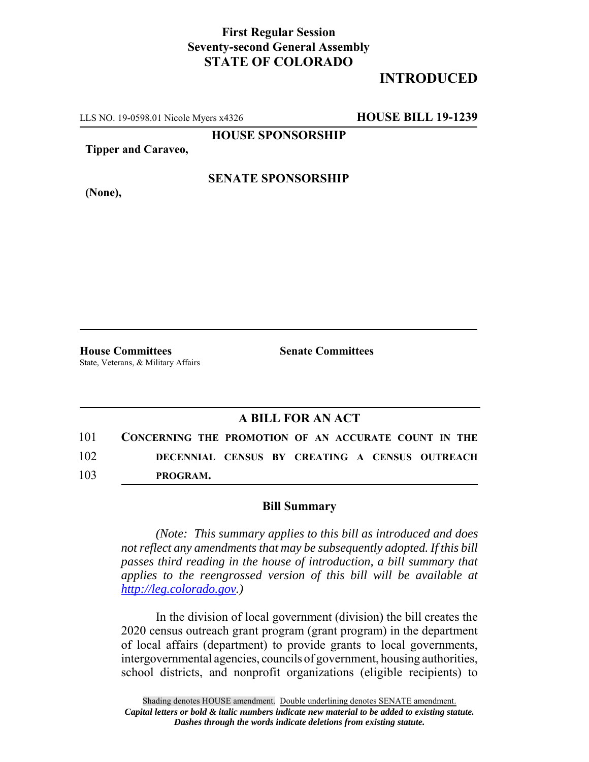**First Regular Session**
**Seventy-second General Assembly**
**STATE OF COLORADO**

**INTRODUCED**

LLS NO. 19-0598.01 Nicole Myers x4326 **HOUSE BILL 19-1239**

**HOUSE SPONSORSHIP**

**Tipper and Caraveo,**

**SENATE SPONSORSHIP**

**(None),**

**House Committees**
State, Veterans, & Military Affairs

**Senate Committees**

## A BILL FOR AN ACT

101 **CONCERNING THE PROMOTION OF AN ACCURATE COUNT IN THE**
102 **DECENNIAL CENSUS BY CREATING A CENSUS OUTREACH**
103 **PROGRAM.**

### Bill Summary

*(Note: This summary applies to this bill as introduced and does not reflect any amendments that may be subsequently adopted. If this bill passes third reading in the house of introduction, a bill summary that applies to the reengrossed version of this bill will be available at http://leg.colorado.gov.)*

In the division of local government (division) the bill creates the 2020 census outreach grant program (grant program) in the department of local affairs (department) to provide grants to local governments, intergovernmental agencies, councils of government, housing authorities, school districts, and nonprofit organizations (eligible recipients) to

Shading denotes HOUSE amendment. Double underlining denotes SENATE amendment.
*Capital letters or bold & italic numbers indicate new material to be added to existing statute.*
*Dashes through the words indicate deletions from existing statute.*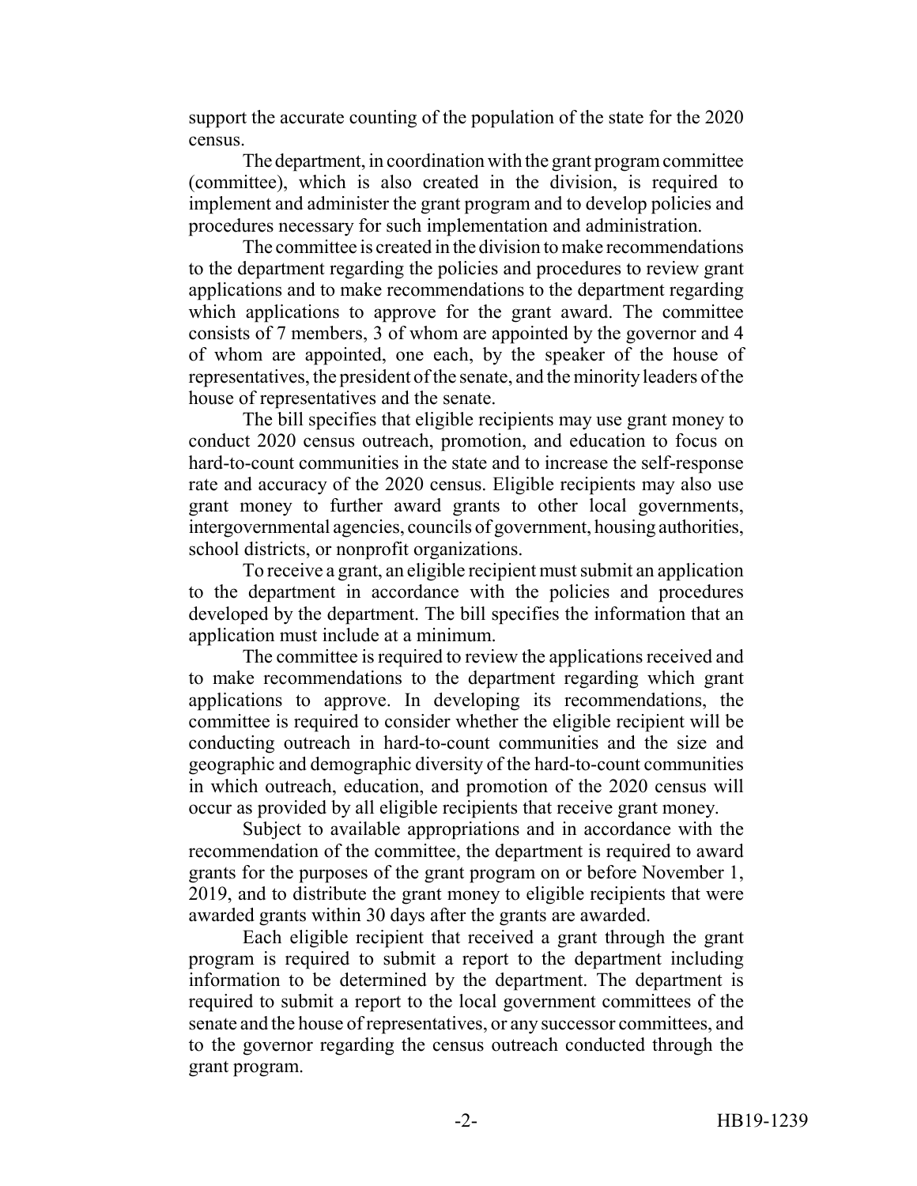support the accurate counting of the population of the state for the 2020 census.

The department, in coordination with the grant program committee (committee), which is also created in the division, is required to implement and administer the grant program and to develop policies and procedures necessary for such implementation and administration.

The committee is created in the division to make recommendations to the department regarding the policies and procedures to review grant applications and to make recommendations to the department regarding which applications to approve for the grant award. The committee consists of 7 members, 3 of whom are appointed by the governor and 4 of whom are appointed, one each, by the speaker of the house of representatives, the president of the senate, and the minority leaders of the house of representatives and the senate.

The bill specifies that eligible recipients may use grant money to conduct 2020 census outreach, promotion, and education to focus on hard-to-count communities in the state and to increase the self-response rate and accuracy of the 2020 census. Eligible recipients may also use grant money to further award grants to other local governments, intergovernmental agencies, councils of government, housing authorities, school districts, or nonprofit organizations.

To receive a grant, an eligible recipient must submit an application to the department in accordance with the policies and procedures developed by the department. The bill specifies the information that an application must include at a minimum.

The committee is required to review the applications received and to make recommendations to the department regarding which grant applications to approve. In developing its recommendations, the committee is required to consider whether the eligible recipient will be conducting outreach in hard-to-count communities and the size and geographic and demographic diversity of the hard-to-count communities in which outreach, education, and promotion of the 2020 census will occur as provided by all eligible recipients that receive grant money.

Subject to available appropriations and in accordance with the recommendation of the committee, the department is required to award grants for the purposes of the grant program on or before November 1, 2019, and to distribute the grant money to eligible recipients that were awarded grants within 30 days after the grants are awarded.

Each eligible recipient that received a grant through the grant program is required to submit a report to the department including information to be determined by the department. The department is required to submit a report to the local government committees of the senate and the house of representatives, or any successor committees, and to the governor regarding the census outreach conducted through the grant program.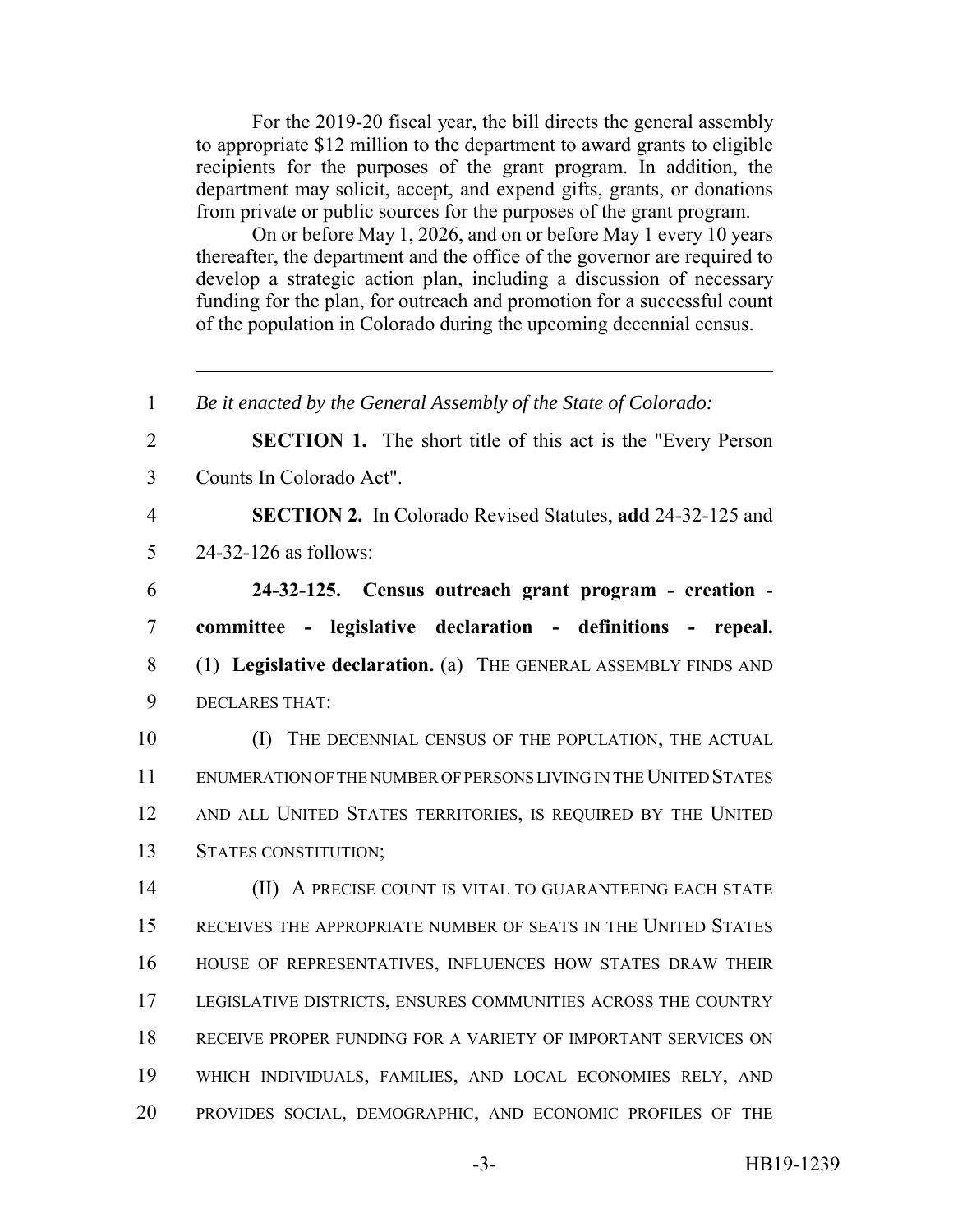For the 2019-20 fiscal year, the bill directs the general assembly to appropriate $12 million to the department to award grants to eligible recipients for the purposes of the grant program. In addition, the department may solicit, accept, and expend gifts, grants, or donations from private or public sources for the purposes of the grant program.

On or before May 1, 2026, and on or before May 1 every 10 years thereafter, the department and the office of the governor are required to develop a strategic action plan, including a discussion of necessary funding for the plan, for outreach and promotion for a successful count of the population in Colorado during the upcoming decennial census.

---

1 *Be it enacted by the General Assembly of the State of Colorado:*

2 **SECTION 1.** The short title of this act is the "Every Person
3 Counts In Colorado Act".

4 **SECTION 2.** In Colorado Revised Statutes, **add** 24-32-125 and
5 24-32-126 as follows:

6 **24-32-125. Census outreach grant program - creation -**
7 **committee - legislative declaration - definitions - repeal.**
8 (1) **Legislative declaration.** (a) THE GENERAL ASSEMBLY FINDS AND
9 DECLARES THAT:

10 (I) THE DECENNIAL CENSUS OF THE POPULATION, THE ACTUAL
11 ENUMERATION OF THE NUMBER OF PERSONS LIVING IN THE UNITED STATES
12 AND ALL UNITED STATES TERRITORIES, IS REQUIRED BY THE UNITED
13 STATES CONSTITUTION;

14 (II) A PRECISE COUNT IS VITAL TO GUARANTEEING EACH STATE
15 RECEIVES THE APPROPRIATE NUMBER OF SEATS IN THE UNITED STATES
16 HOUSE OF REPRESENTATIVES, INFLUENCES HOW STATES DRAW THEIR
17 LEGISLATIVE DISTRICTS, ENSURES COMMUNITIES ACROSS THE COUNTRY
18 RECEIVE PROPER FUNDING FOR A VARIETY OF IMPORTANT SERVICES ON
19 WHICH INDIVIDUALS, FAMILIES, AND LOCAL ECONOMIES RELY, AND
20 PROVIDES SOCIAL, DEMOGRAPHIC, AND ECONOMIC PROFILES OF THE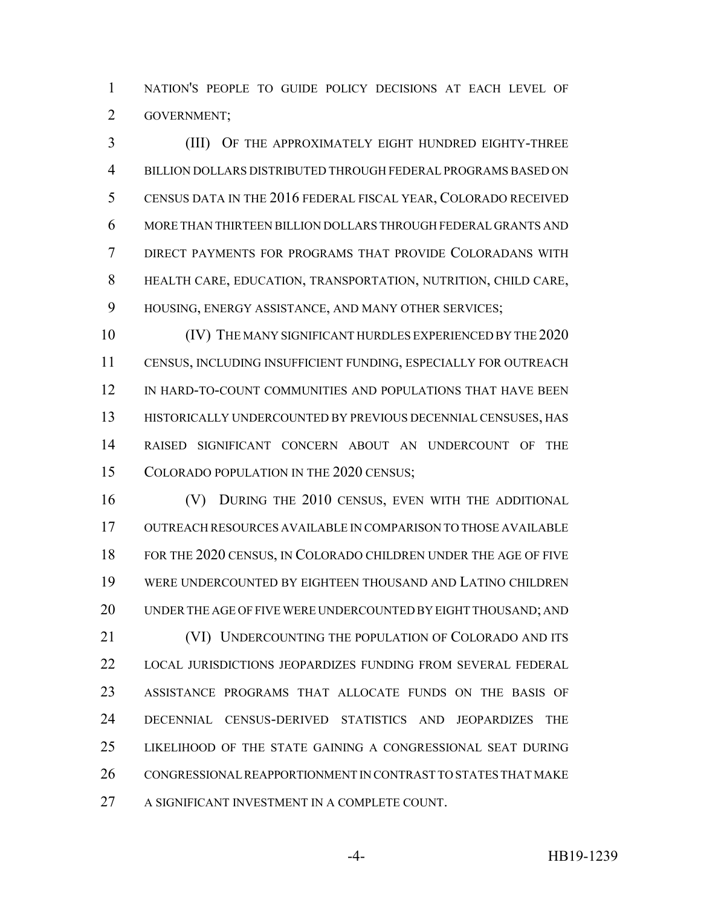NATION'S PEOPLE TO GUIDE POLICY DECISIONS AT EACH LEVEL OF GOVERNMENT;

(III) OF THE APPROXIMATELY EIGHT HUNDRED EIGHTY-THREE BILLION DOLLARS DISTRIBUTED THROUGH FEDERAL PROGRAMS BASED ON CENSUS DATA IN THE 2016 FEDERAL FISCAL YEAR, COLORADO RECEIVED MORE THAN THIRTEEN BILLION DOLLARS THROUGH FEDERAL GRANTS AND DIRECT PAYMENTS FOR PROGRAMS THAT PROVIDE COLORADANS WITH HEALTH CARE, EDUCATION, TRANSPORTATION, NUTRITION, CHILD CARE, HOUSING, ENERGY ASSISTANCE, AND MANY OTHER SERVICES;

(IV) THE MANY SIGNIFICANT HURDLES EXPERIENCED BY THE 2020 CENSUS, INCLUDING INSUFFICIENT FUNDING, ESPECIALLY FOR OUTREACH IN HARD-TO-COUNT COMMUNITIES AND POPULATIONS THAT HAVE BEEN HISTORICALLY UNDERCOUNTED BY PREVIOUS DECENNIAL CENSUSES, HAS RAISED SIGNIFICANT CONCERN ABOUT AN UNDERCOUNT OF THE COLORADO POPULATION IN THE 2020 CENSUS;

(V) DURING THE 2010 CENSUS, EVEN WITH THE ADDITIONAL OUTREACH RESOURCES AVAILABLE IN COMPARISON TO THOSE AVAILABLE FOR THE 2020 CENSUS, IN COLORADO CHILDREN UNDER THE AGE OF FIVE WERE UNDERCOUNTED BY EIGHTEEN THOUSAND AND LATINO CHILDREN UNDER THE AGE OF FIVE WERE UNDERCOUNTED BY EIGHT THOUSAND; AND

(VI) UNDERCOUNTING THE POPULATION OF COLORADO AND ITS LOCAL JURISDICTIONS JEOPARDIZES FUNDING FROM SEVERAL FEDERAL ASSISTANCE PROGRAMS THAT ALLOCATE FUNDS ON THE BASIS OF DECENNIAL CENSUS-DERIVED STATISTICS AND JEOPARDIZES THE LIKELIHOOD OF THE STATE GAINING A CONGRESSIONAL SEAT DURING CONGRESSIONAL REAPPORTIONMENT IN CONTRAST TO STATES THAT MAKE A SIGNIFICANT INVESTMENT IN A COMPLETE COUNT.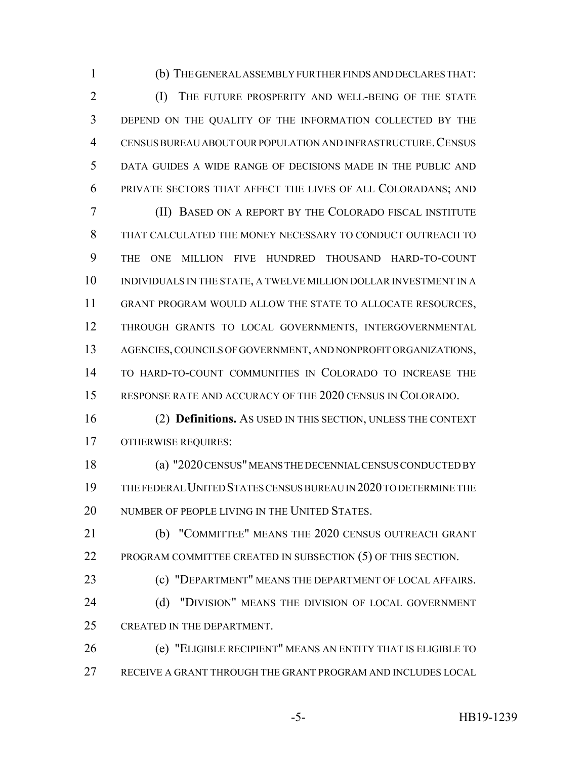(b) THE GENERAL ASSEMBLY FURTHER FINDS AND DECLARES THAT:

(I) THE FUTURE PROSPERITY AND WELL-BEING OF THE STATE DEPEND ON THE QUALITY OF THE INFORMATION COLLECTED BY THE CENSUS BUREAU ABOUT OUR POPULATION AND INFRASTRUCTURE. CENSUS DATA GUIDES A WIDE RANGE OF DECISIONS MADE IN THE PUBLIC AND PRIVATE SECTORS THAT AFFECT THE LIVES OF ALL COLORADANS; AND

(II) BASED ON A REPORT BY THE COLORADO FISCAL INSTITUTE THAT CALCULATED THE MONEY NECESSARY TO CONDUCT OUTREACH TO THE ONE MILLION FIVE HUNDRED THOUSAND HARD-TO-COUNT INDIVIDUALS IN THE STATE, A TWELVE MILLION DOLLAR INVESTMENT IN A GRANT PROGRAM WOULD ALLOW THE STATE TO ALLOCATE RESOURCES, THROUGH GRANTS TO LOCAL GOVERNMENTS, INTERGOVERNMENTAL AGENCIES, COUNCILS OF GOVERNMENT, AND NONPROFIT ORGANIZATIONS, TO HARD-TO-COUNT COMMUNITIES IN COLORADO TO INCREASE THE RESPONSE RATE AND ACCURACY OF THE 2020 CENSUS IN COLORADO.

(2) **Definitions.** AS USED IN THIS SECTION, UNLESS THE CONTEXT OTHERWISE REQUIRES:

(a) "2020 CENSUS" MEANS THE DECENNIAL CENSUS CONDUCTED BY THE FEDERAL UNITED STATES CENSUS BUREAU IN 2020 TO DETERMINE THE NUMBER OF PEOPLE LIVING IN THE UNITED STATES.

(b) "COMMITTEE" MEANS THE 2020 CENSUS OUTREACH GRANT PROGRAM COMMITTEE CREATED IN SUBSECTION (5) OF THIS SECTION.

(c) "DEPARTMENT" MEANS THE DEPARTMENT OF LOCAL AFFAIRS.

(d) "DIVISION" MEANS THE DIVISION OF LOCAL GOVERNMENT CREATED IN THE DEPARTMENT.

(e) "ELIGIBLE RECIPIENT" MEANS AN ENTITY THAT IS ELIGIBLE TO RECEIVE A GRANT THROUGH THE GRANT PROGRAM AND INCLUDES LOCAL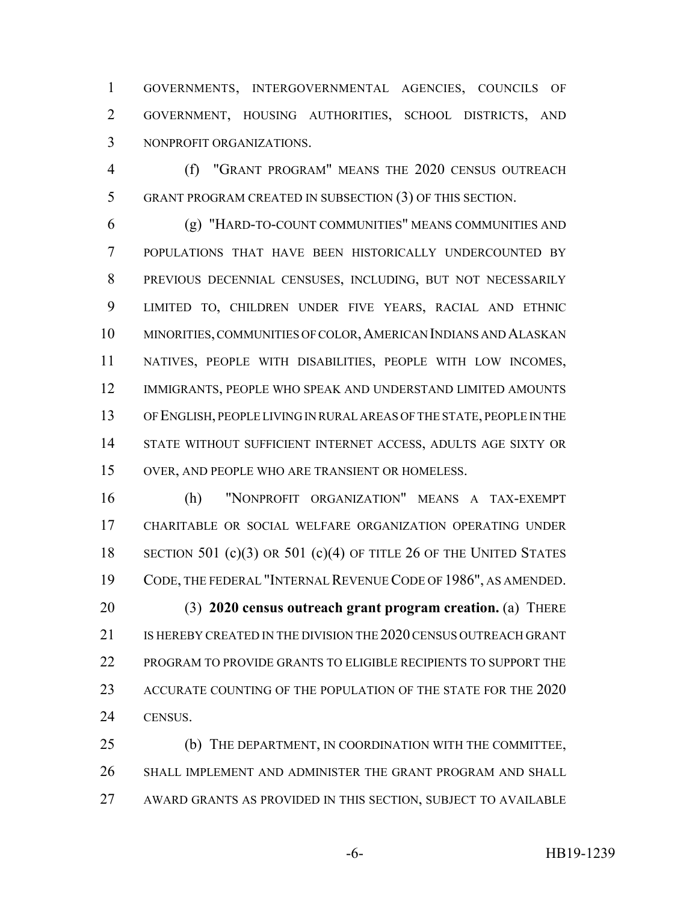GOVERNMENTS, INTERGOVERNMENTAL AGENCIES, COUNCILS OF GOVERNMENT, HOUSING AUTHORITIES, SCHOOL DISTRICTS, AND NONPROFIT ORGANIZATIONS.

(f) "GRANT PROGRAM" MEANS THE 2020 CENSUS OUTREACH GRANT PROGRAM CREATED IN SUBSECTION (3) OF THIS SECTION.

(g) "HARD-TO-COUNT COMMUNITIES" MEANS COMMUNITIES AND POPULATIONS THAT HAVE BEEN HISTORICALLY UNDERCOUNTED BY PREVIOUS DECENNIAL CENSUSES, INCLUDING, BUT NOT NECESSARILY LIMITED TO, CHILDREN UNDER FIVE YEARS, RACIAL AND ETHNIC MINORITIES, COMMUNITIES OF COLOR, AMERICAN INDIANS AND ALASKAN NATIVES, PEOPLE WITH DISABILITIES, PEOPLE WITH LOW INCOMES, IMMIGRANTS, PEOPLE WHO SPEAK AND UNDERSTAND LIMITED AMOUNTS OF ENGLISH, PEOPLE LIVING IN RURAL AREAS OF THE STATE, PEOPLE IN THE STATE WITHOUT SUFFICIENT INTERNET ACCESS, ADULTS AGE SIXTY OR OVER, AND PEOPLE WHO ARE TRANSIENT OR HOMELESS.

(h) "NONPROFIT ORGANIZATION" MEANS A TAX-EXEMPT CHARITABLE OR SOCIAL WELFARE ORGANIZATION OPERATING UNDER SECTION 501 (c)(3) OR 501 (c)(4) OF TITLE 26 OF THE UNITED STATES CODE, THE FEDERAL "INTERNAL REVENUE CODE OF 1986", AS AMENDED.

(3) **2020 census outreach grant program creation.** (a) THERE IS HEREBY CREATED IN THE DIVISION THE 2020 CENSUS OUTREACH GRANT PROGRAM TO PROVIDE GRANTS TO ELIGIBLE RECIPIENTS TO SUPPORT THE ACCURATE COUNTING OF THE POPULATION OF THE STATE FOR THE 2020 CENSUS.

(b) THE DEPARTMENT, IN COORDINATION WITH THE COMMITTEE, SHALL IMPLEMENT AND ADMINISTER THE GRANT PROGRAM AND SHALL AWARD GRANTS AS PROVIDED IN THIS SECTION, SUBJECT TO AVAILABLE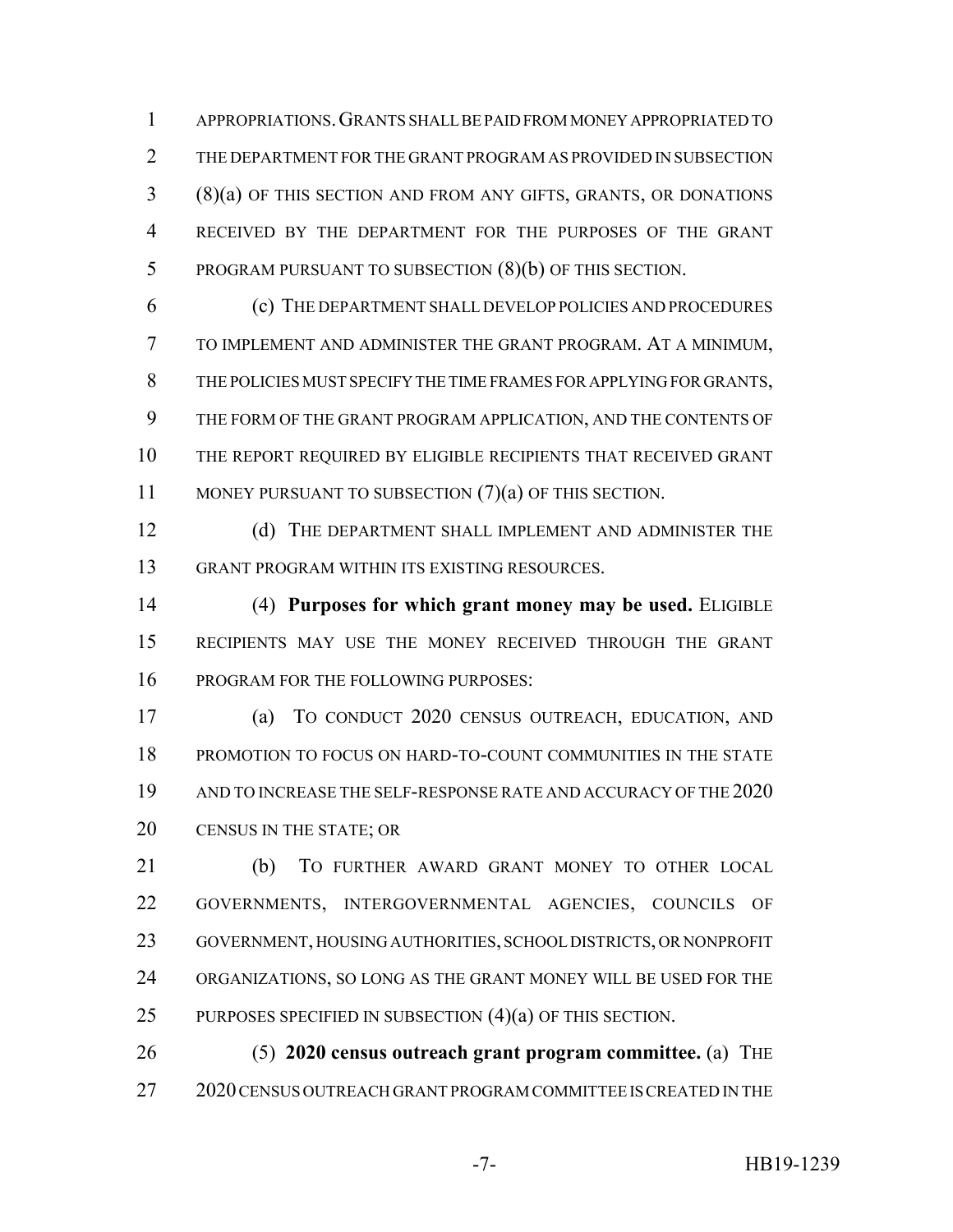APPROPRIATIONS. GRANTS SHALL BE PAID FROM MONEY APPROPRIATED TO THE DEPARTMENT FOR THE GRANT PROGRAM AS PROVIDED IN SUBSECTION (8)(a) OF THIS SECTION AND FROM ANY GIFTS, GRANTS, OR DONATIONS RECEIVED BY THE DEPARTMENT FOR THE PURPOSES OF THE GRANT PROGRAM PURSUANT TO SUBSECTION (8)(b) OF THIS SECTION.

(c) THE DEPARTMENT SHALL DEVELOP POLICIES AND PROCEDURES TO IMPLEMENT AND ADMINISTER THE GRANT PROGRAM. AT A MINIMUM, THE POLICIES MUST SPECIFY THE TIME FRAMES FOR APPLYING FOR GRANTS, THE FORM OF THE GRANT PROGRAM APPLICATION, AND THE CONTENTS OF THE REPORT REQUIRED BY ELIGIBLE RECIPIENTS THAT RECEIVED GRANT MONEY PURSUANT TO SUBSECTION (7)(a) OF THIS SECTION.

(d) THE DEPARTMENT SHALL IMPLEMENT AND ADMINISTER THE GRANT PROGRAM WITHIN ITS EXISTING RESOURCES.

(4) **Purposes for which grant money may be used.** ELIGIBLE RECIPIENTS MAY USE THE MONEY RECEIVED THROUGH THE GRANT PROGRAM FOR THE FOLLOWING PURPOSES:

(a) TO CONDUCT 2020 CENSUS OUTREACH, EDUCATION, AND PROMOTION TO FOCUS ON HARD-TO-COUNT COMMUNITIES IN THE STATE AND TO INCREASE THE SELF-RESPONSE RATE AND ACCURACY OF THE 2020 CENSUS IN THE STATE; OR

(b) TO FURTHER AWARD GRANT MONEY TO OTHER LOCAL GOVERNMENTS, INTERGOVERNMENTAL AGENCIES, COUNCILS OF GOVERNMENT, HOUSING AUTHORITIES, SCHOOL DISTRICTS, OR NONPROFIT ORGANIZATIONS, SO LONG AS THE GRANT MONEY WILL BE USED FOR THE PURPOSES SPECIFIED IN SUBSECTION (4)(a) OF THIS SECTION.

(5) **2020 census outreach grant program committee.** (a) THE 2020 CENSUS OUTREACH GRANT PROGRAM COMMITTEE IS CREATED IN THE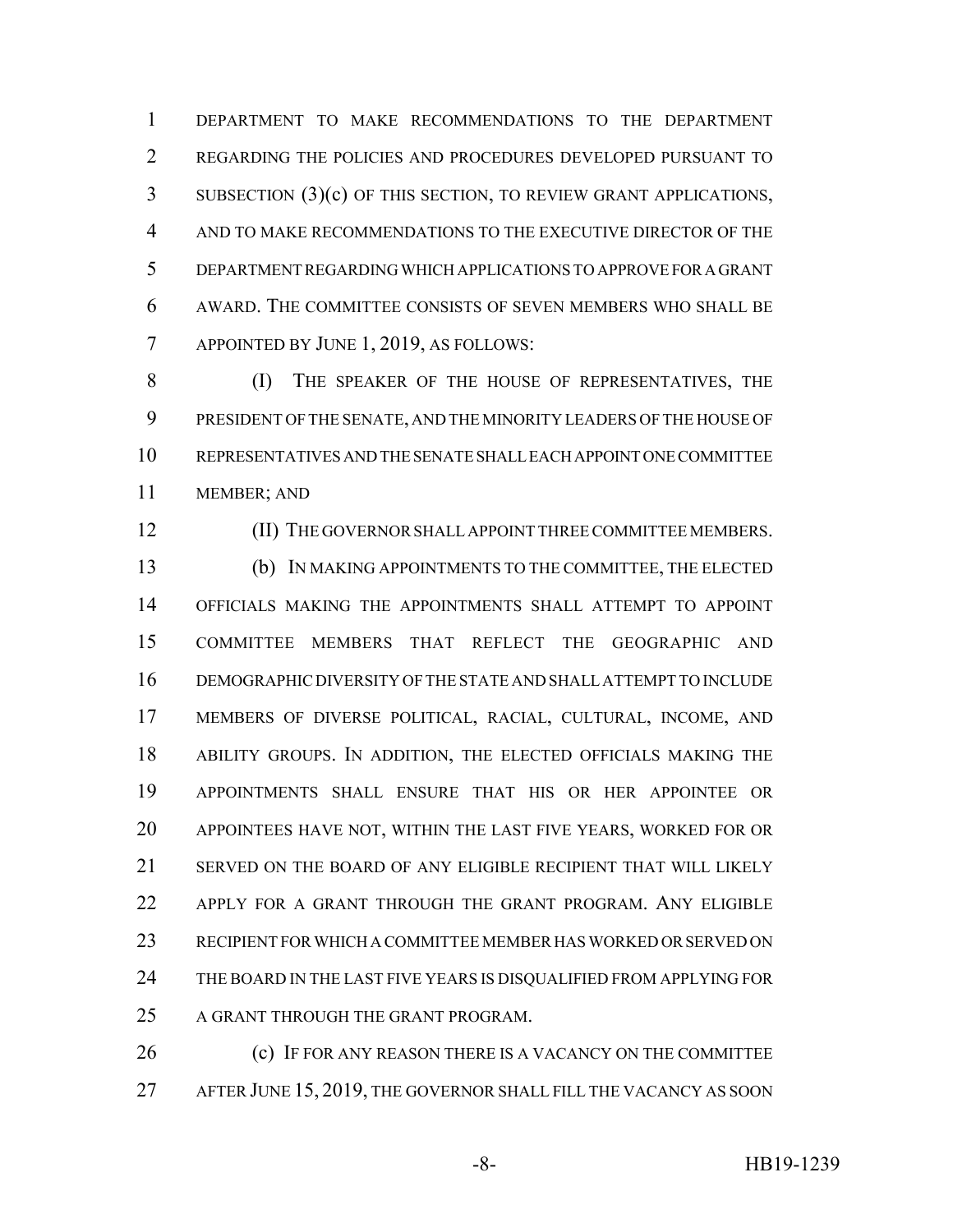DEPARTMENT TO MAKE RECOMMENDATIONS TO THE DEPARTMENT REGARDING THE POLICIES AND PROCEDURES DEVELOPED PURSUANT TO SUBSECTION (3)(c) OF THIS SECTION, TO REVIEW GRANT APPLICATIONS, AND TO MAKE RECOMMENDATIONS TO THE EXECUTIVE DIRECTOR OF THE DEPARTMENT REGARDING WHICH APPLICATIONS TO APPROVE FOR A GRANT AWARD. THE COMMITTEE CONSISTS OF SEVEN MEMBERS WHO SHALL BE APPOINTED BY JUNE 1, 2019, AS FOLLOWS:

(I) THE SPEAKER OF THE HOUSE OF REPRESENTATIVES, THE PRESIDENT OF THE SENATE, AND THE MINORITY LEADERS OF THE HOUSE OF REPRESENTATIVES AND THE SENATE SHALL EACH APPOINT ONE COMMITTEE MEMBER; AND

(II) THE GOVERNOR SHALL APPOINT THREE COMMITTEE MEMBERS.

(b) IN MAKING APPOINTMENTS TO THE COMMITTEE, THE ELECTED OFFICIALS MAKING THE APPOINTMENTS SHALL ATTEMPT TO APPOINT COMMITTEE MEMBERS THAT REFLECT THE GEOGRAPHIC AND DEMOGRAPHIC DIVERSITY OF THE STATE AND SHALL ATTEMPT TO INCLUDE MEMBERS OF DIVERSE POLITICAL, RACIAL, CULTURAL, INCOME, AND ABILITY GROUPS. IN ADDITION, THE ELECTED OFFICIALS MAKING THE APPOINTMENTS SHALL ENSURE THAT HIS OR HER APPOINTEE OR APPOINTEES HAVE NOT, WITHIN THE LAST FIVE YEARS, WORKED FOR OR SERVED ON THE BOARD OF ANY ELIGIBLE RECIPIENT THAT WILL LIKELY APPLY FOR A GRANT THROUGH THE GRANT PROGRAM. ANY ELIGIBLE RECIPIENT FOR WHICH A COMMITTEE MEMBER HAS WORKED OR SERVED ON THE BOARD IN THE LAST FIVE YEARS IS DISQUALIFIED FROM APPLYING FOR A GRANT THROUGH THE GRANT PROGRAM.

(c) IF FOR ANY REASON THERE IS A VACANCY ON THE COMMITTEE AFTER JUNE 15, 2019, THE GOVERNOR SHALL FILL THE VACANCY AS SOON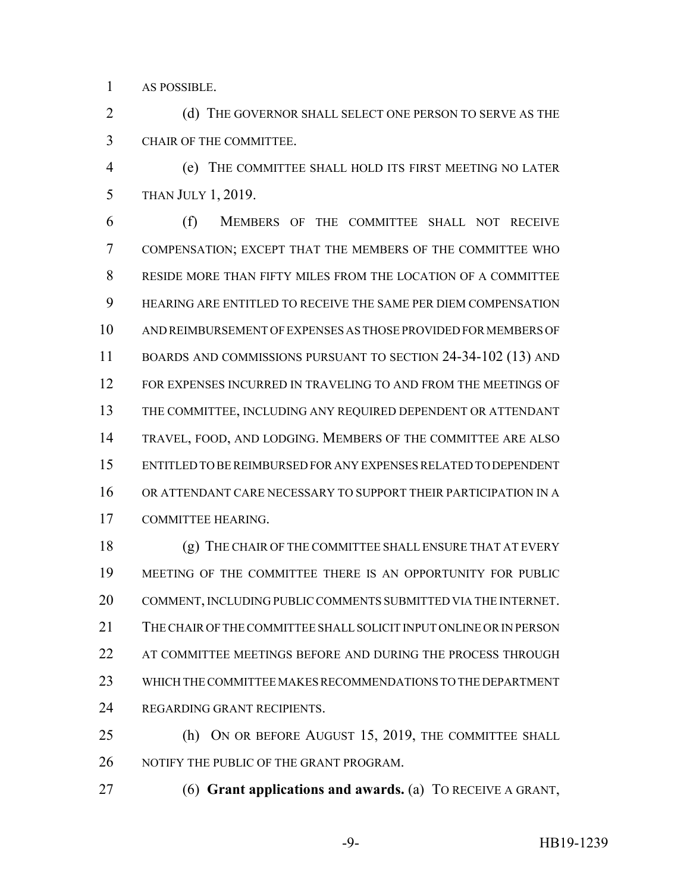AS POSSIBLE.

(d) THE GOVERNOR SHALL SELECT ONE PERSON TO SERVE AS THE CHAIR OF THE COMMITTEE.

(e) THE COMMITTEE SHALL HOLD ITS FIRST MEETING NO LATER THAN JULY 1, 2019.

(f) MEMBERS OF THE COMMITTEE SHALL NOT RECEIVE COMPENSATION; EXCEPT THAT THE MEMBERS OF THE COMMITTEE WHO RESIDE MORE THAN FIFTY MILES FROM THE LOCATION OF A COMMITTEE HEARING ARE ENTITLED TO RECEIVE THE SAME PER DIEM COMPENSATION AND REIMBURSEMENT OF EXPENSES AS THOSE PROVIDED FOR MEMBERS OF BOARDS AND COMMISSIONS PURSUANT TO SECTION 24-34-102 (13) AND FOR EXPENSES INCURRED IN TRAVELING TO AND FROM THE MEETINGS OF THE COMMITTEE, INCLUDING ANY REQUIRED DEPENDENT OR ATTENDANT TRAVEL, FOOD, AND LODGING. MEMBERS OF THE COMMITTEE ARE ALSO ENTITLED TO BE REIMBURSED FOR ANY EXPENSES RELATED TO DEPENDENT OR ATTENDANT CARE NECESSARY TO SUPPORT THEIR PARTICIPATION IN A COMMITTEE HEARING.

(g) THE CHAIR OF THE COMMITTEE SHALL ENSURE THAT AT EVERY MEETING OF THE COMMITTEE THERE IS AN OPPORTUNITY FOR PUBLIC COMMENT, INCLUDING PUBLIC COMMENTS SUBMITTED VIA THE INTERNET. THE CHAIR OF THE COMMITTEE SHALL SOLICIT INPUT ONLINE OR IN PERSON AT COMMITTEE MEETINGS BEFORE AND DURING THE PROCESS THROUGH WHICH THE COMMITTEE MAKES RECOMMENDATIONS TO THE DEPARTMENT REGARDING GRANT RECIPIENTS.

(h) ON OR BEFORE AUGUST 15, 2019, THE COMMITTEE SHALL NOTIFY THE PUBLIC OF THE GRANT PROGRAM.

(6) **Grant applications and awards.** (a) TO RECEIVE A GRANT,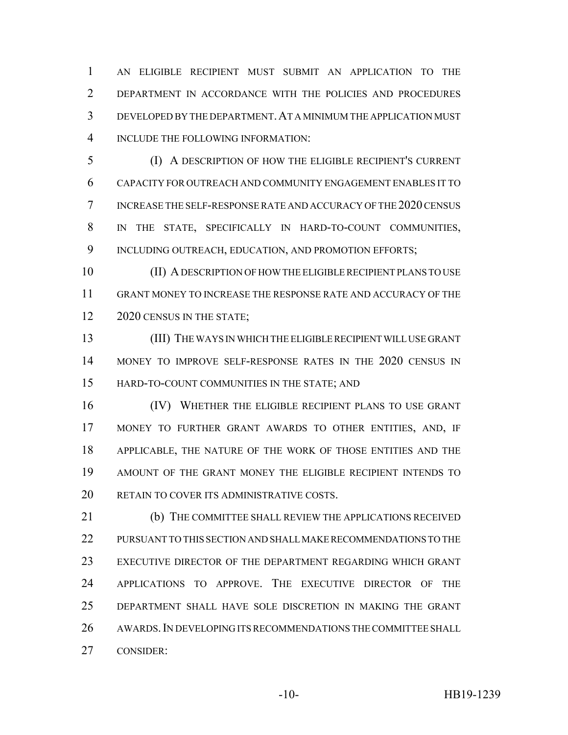AN ELIGIBLE RECIPIENT MUST SUBMIT AN APPLICATION TO THE DEPARTMENT IN ACCORDANCE WITH THE POLICIES AND PROCEDURES DEVELOPED BY THE DEPARTMENT. AT A MINIMUM THE APPLICATION MUST INCLUDE THE FOLLOWING INFORMATION:

(I) A DESCRIPTION OF HOW THE ELIGIBLE RECIPIENT'S CURRENT CAPACITY FOR OUTREACH AND COMMUNITY ENGAGEMENT ENABLES IT TO INCREASE THE SELF-RESPONSE RATE AND ACCURACY OF THE 2020 CENSUS IN THE STATE, SPECIFICALLY IN HARD-TO-COUNT COMMUNITIES, INCLUDING OUTREACH, EDUCATION, AND PROMOTION EFFORTS;

(II) A DESCRIPTION OF HOW THE ELIGIBLE RECIPIENT PLANS TO USE GRANT MONEY TO INCREASE THE RESPONSE RATE AND ACCURACY OF THE 2020 CENSUS IN THE STATE;

(III) THE WAYS IN WHICH THE ELIGIBLE RECIPIENT WILL USE GRANT MONEY TO IMPROVE SELF-RESPONSE RATES IN THE 2020 CENSUS IN HARD-TO-COUNT COMMUNITIES IN THE STATE; AND

(IV) WHETHER THE ELIGIBLE RECIPIENT PLANS TO USE GRANT MONEY TO FURTHER GRANT AWARDS TO OTHER ENTITIES, AND, IF APPLICABLE, THE NATURE OF THE WORK OF THOSE ENTITIES AND THE AMOUNT OF THE GRANT MONEY THE ELIGIBLE RECIPIENT INTENDS TO RETAIN TO COVER ITS ADMINISTRATIVE COSTS.

(b) THE COMMITTEE SHALL REVIEW THE APPLICATIONS RECEIVED PURSUANT TO THIS SECTION AND SHALL MAKE RECOMMENDATIONS TO THE EXECUTIVE DIRECTOR OF THE DEPARTMENT REGARDING WHICH GRANT APPLICATIONS TO APPROVE. THE EXECUTIVE DIRECTOR OF THE DEPARTMENT SHALL HAVE SOLE DISCRETION IN MAKING THE GRANT AWARDS. IN DEVELOPING ITS RECOMMENDATIONS THE COMMITTEE SHALL CONSIDER: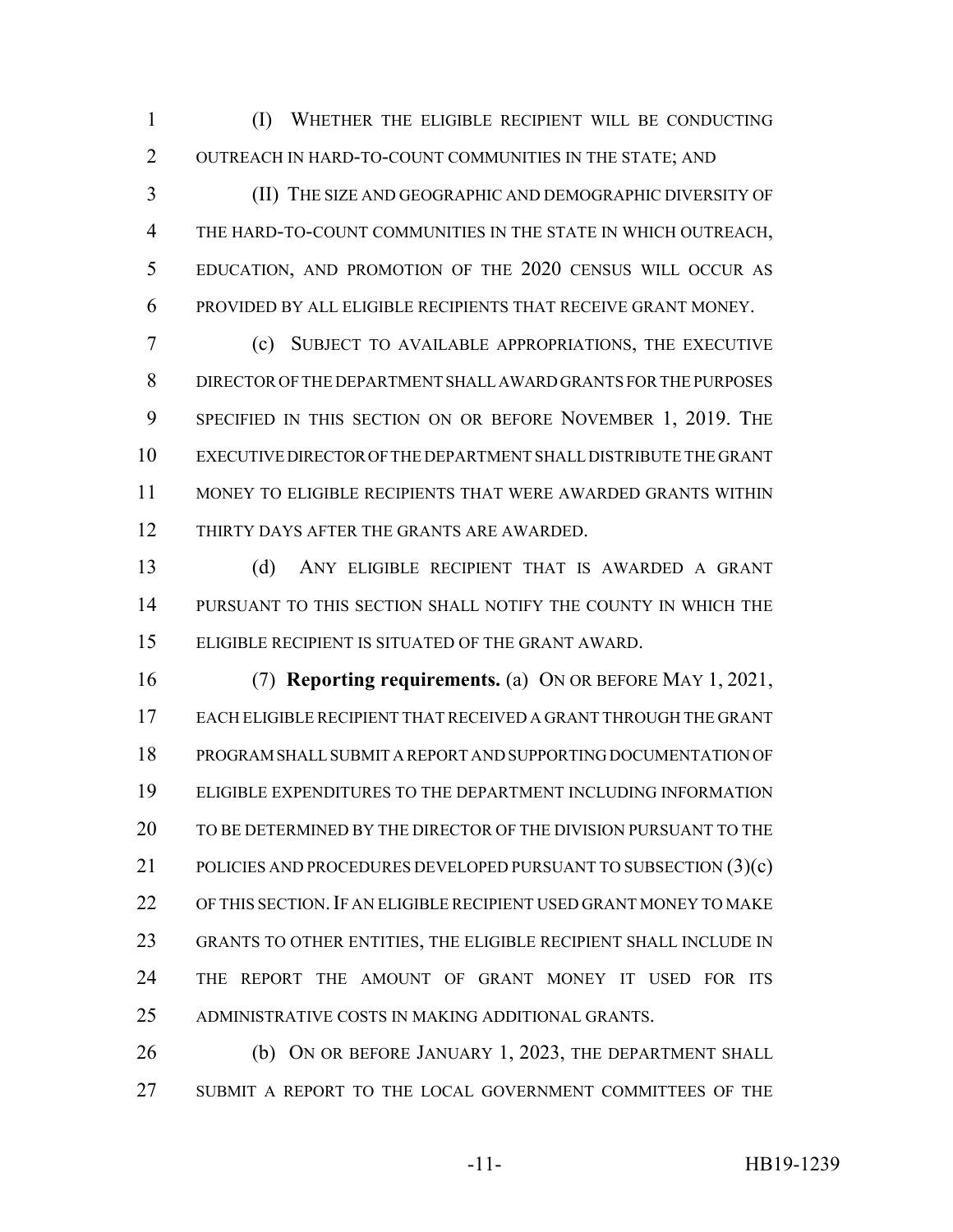(I) WHETHER THE ELIGIBLE RECIPIENT WILL BE CONDUCTING OUTREACH IN HARD-TO-COUNT COMMUNITIES IN THE STATE; AND

(II) THE SIZE AND GEOGRAPHIC AND DEMOGRAPHIC DIVERSITY OF THE HARD-TO-COUNT COMMUNITIES IN THE STATE IN WHICH OUTREACH, EDUCATION, AND PROMOTION OF THE 2020 CENSUS WILL OCCUR AS PROVIDED BY ALL ELIGIBLE RECIPIENTS THAT RECEIVE GRANT MONEY.

(c) SUBJECT TO AVAILABLE APPROPRIATIONS, THE EXECUTIVE DIRECTOR OF THE DEPARTMENT SHALL AWARD GRANTS FOR THE PURPOSES SPECIFIED IN THIS SECTION ON OR BEFORE NOVEMBER 1, 2019. THE EXECUTIVE DIRECTOR OF THE DEPARTMENT SHALL DISTRIBUTE THE GRANT MONEY TO ELIGIBLE RECIPIENTS THAT WERE AWARDED GRANTS WITHIN THIRTY DAYS AFTER THE GRANTS ARE AWARDED.

(d) ANY ELIGIBLE RECIPIENT THAT IS AWARDED A GRANT PURSUANT TO THIS SECTION SHALL NOTIFY THE COUNTY IN WHICH THE ELIGIBLE RECIPIENT IS SITUATED OF THE GRANT AWARD.

(7) **Reporting requirements.** (a) ON OR BEFORE MAY 1, 2021, EACH ELIGIBLE RECIPIENT THAT RECEIVED A GRANT THROUGH THE GRANT PROGRAM SHALL SUBMIT A REPORT AND SUPPORTING DOCUMENTATION OF ELIGIBLE EXPENDITURES TO THE DEPARTMENT INCLUDING INFORMATION TO BE DETERMINED BY THE DIRECTOR OF THE DIVISION PURSUANT TO THE POLICIES AND PROCEDURES DEVELOPED PURSUANT TO SUBSECTION (3)(c) OF THIS SECTION. IF AN ELIGIBLE RECIPIENT USED GRANT MONEY TO MAKE GRANTS TO OTHER ENTITIES, THE ELIGIBLE RECIPIENT SHALL INCLUDE IN THE REPORT THE AMOUNT OF GRANT MONEY IT USED FOR ITS ADMINISTRATIVE COSTS IN MAKING ADDITIONAL GRANTS.

(b) ON OR BEFORE JANUARY 1, 2023, THE DEPARTMENT SHALL SUBMIT A REPORT TO THE LOCAL GOVERNMENT COMMITTEES OF THE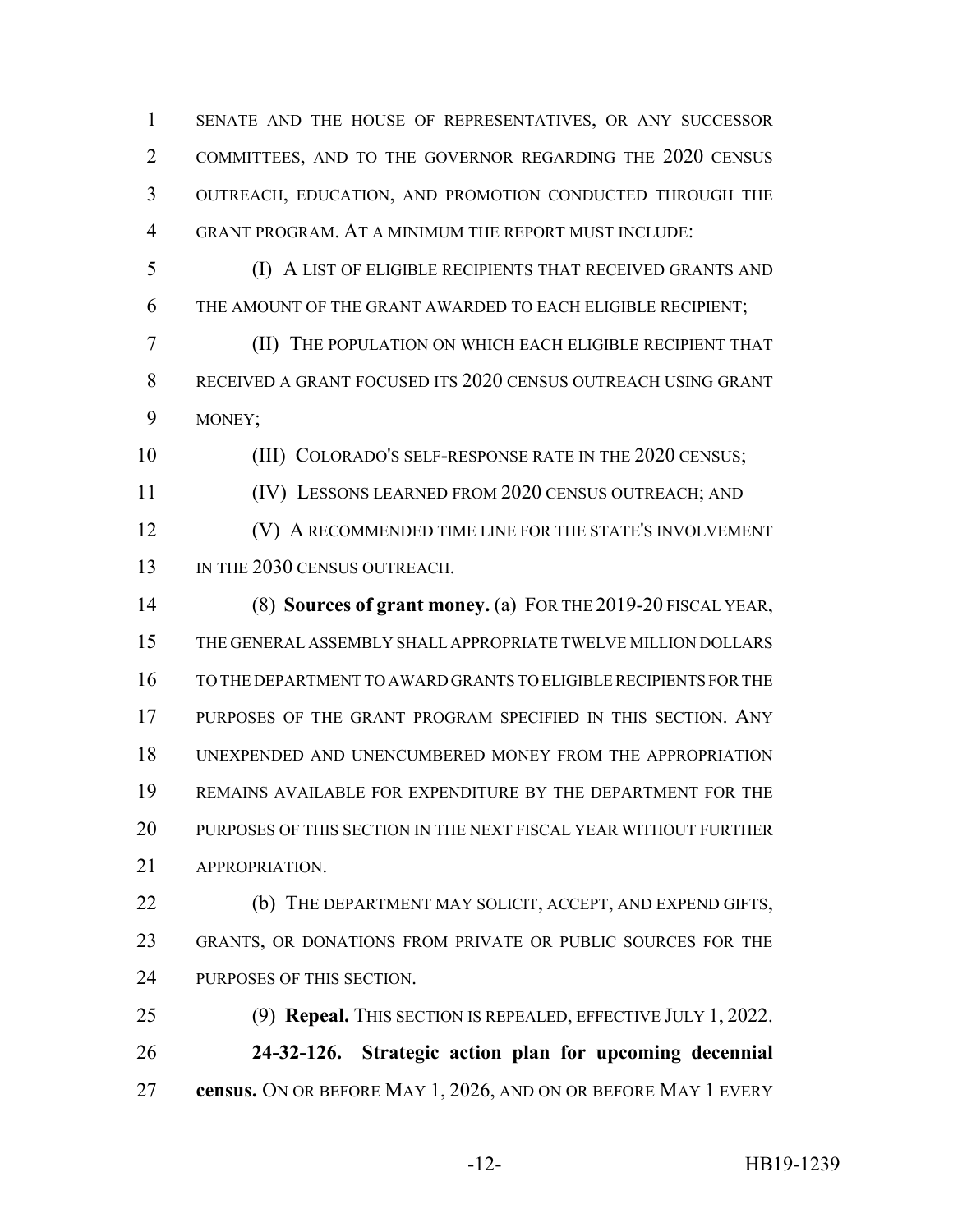SENATE AND THE HOUSE OF REPRESENTATIVES, OR ANY SUCCESSOR COMMITTEES, AND TO THE GOVERNOR REGARDING THE 2020 CENSUS OUTREACH, EDUCATION, AND PROMOTION CONDUCTED THROUGH THE GRANT PROGRAM. AT A MINIMUM THE REPORT MUST INCLUDE:

(I) A LIST OF ELIGIBLE RECIPIENTS THAT RECEIVED GRANTS AND THE AMOUNT OF THE GRANT AWARDED TO EACH ELIGIBLE RECIPIENT;

(II) THE POPULATION ON WHICH EACH ELIGIBLE RECIPIENT THAT RECEIVED A GRANT FOCUSED ITS 2020 CENSUS OUTREACH USING GRANT MONEY;

(III) COLORADO'S SELF-RESPONSE RATE IN THE 2020 CENSUS;

(IV) LESSONS LEARNED FROM 2020 CENSUS OUTREACH; AND

(V) A RECOMMENDED TIME LINE FOR THE STATE'S INVOLVEMENT IN THE 2030 CENSUS OUTREACH.

(8) **Sources of grant money.** (a) FOR THE 2019-20 FISCAL YEAR, THE GENERAL ASSEMBLY SHALL APPROPRIATE TWELVE MILLION DOLLARS TO THE DEPARTMENT TO AWARD GRANTS TO ELIGIBLE RECIPIENTS FOR THE PURPOSES OF THE GRANT PROGRAM SPECIFIED IN THIS SECTION. ANY UNEXPENDED AND UNENCUMBERED MONEY FROM THE APPROPRIATION REMAINS AVAILABLE FOR EXPENDITURE BY THE DEPARTMENT FOR THE PURPOSES OF THIS SECTION IN THE NEXT FISCAL YEAR WITHOUT FURTHER APPROPRIATION.

(b) THE DEPARTMENT MAY SOLICIT, ACCEPT, AND EXPEND GIFTS, GRANTS, OR DONATIONS FROM PRIVATE OR PUBLIC SOURCES FOR THE PURPOSES OF THIS SECTION.

(9) **Repeal.** THIS SECTION IS REPEALED, EFFECTIVE JULY 1, 2022.

**24-32-126. Strategic action plan for upcoming decennial census.** ON OR BEFORE MAY 1, 2026, AND ON OR BEFORE MAY 1 EVERY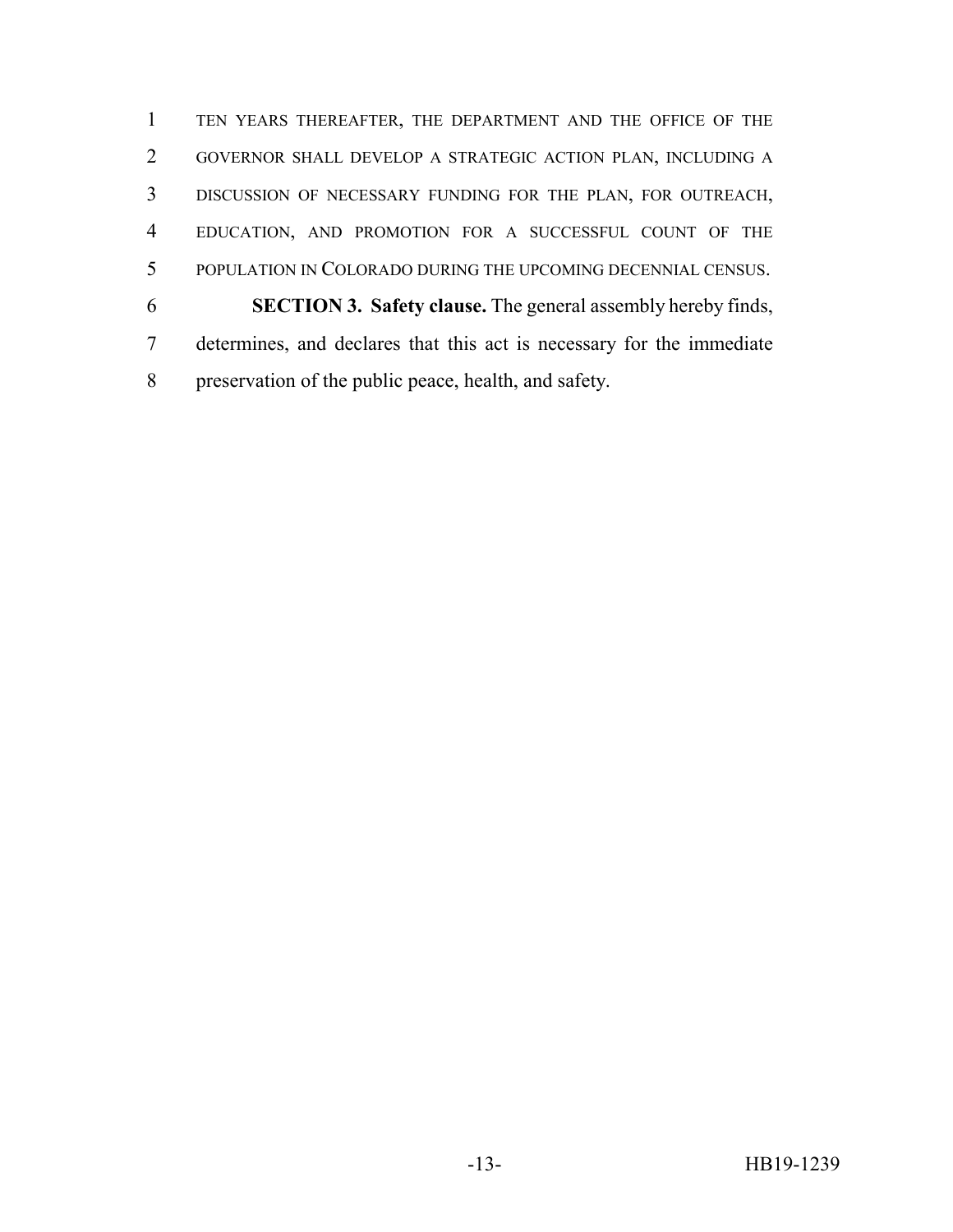TEN YEARS THEREAFTER, THE DEPARTMENT AND THE OFFICE OF THE GOVERNOR SHALL DEVELOP A STRATEGIC ACTION PLAN, INCLUDING A DISCUSSION OF NECESSARY FUNDING FOR THE PLAN, FOR OUTREACH, EDUCATION, AND PROMOTION FOR A SUCCESSFUL COUNT OF THE POPULATION IN COLORADO DURING THE UPCOMING DECENNIAL CENSUS.

**SECTION 3. Safety clause.** The general assembly hereby finds, determines, and declares that this act is necessary for the immediate preservation of the public peace, health, and safety.